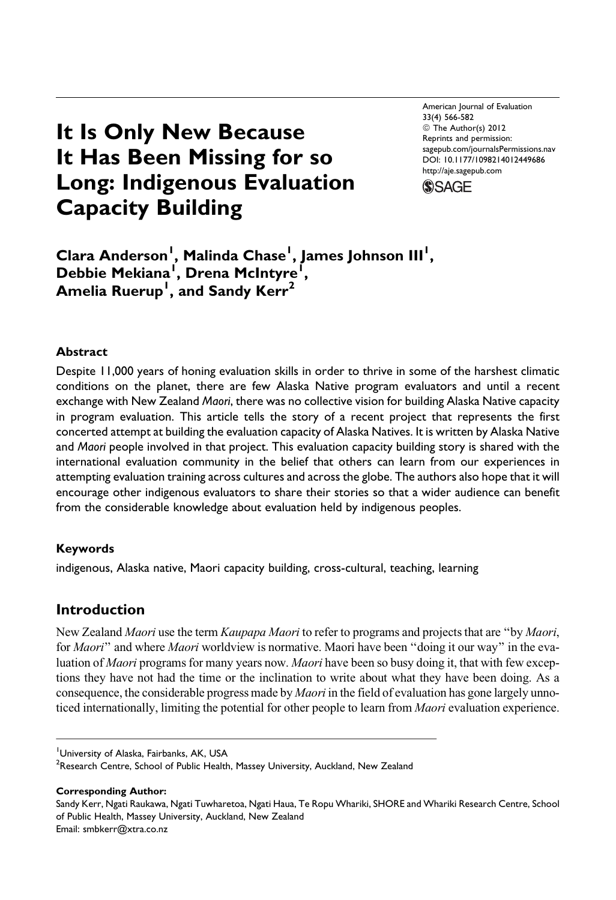# It Is Only New Because It Has Been Missing for so Long: Indigenous Evaluation Capacity Building

American Journal of Evaluation
33(4) 566-582
© The Author(s) 2012
Reprints and permission:
sagepub.com/journalsPermissions.nav
DOI: 10.1177/1098214012449686
http://aje.sagepub.com

**Clara Anderson[1], Malinda Chase[1], James Johnson III[1], Debbie Mekiana[1], Drena McIntyre[1], Amelia Ruerup[1], and Sandy Kerr[2]**

## Abstract

Despite 11,000 years of honing evaluation skills in order to thrive in some of the harshest climatic conditions on the planet, there are few Alaska Native program evaluators and until a recent exchange with New Zealand *Maori*, there was no collective vision for building Alaska Native capacity in program evaluation. This article tells the story of a recent project that represents the first concerted attempt at building the evaluation capacity of Alaska Natives. It is written by Alaska Native and *Maori* people involved in that project. This evaluation capacity building story is shared with the international evaluation community in the belief that others can learn from our experiences in attempting evaluation training across cultures and across the globe. The authors also hope that it will encourage other indigenous evaluators to share their stories so that a wider audience can benefit from the considerable knowledge about evaluation held by indigenous peoples.

## Keywords

indigenous, Alaska native, Maori capacity building, cross-cultural, teaching, learning

## Introduction

New Zealand *Maori* use the term *Kaupapa Maori* to refer to programs and projects that are "by *Maori*, for *Maori*" and where *Maori* worldview is normative. Maori have been "doing it our way" in the evaluation of *Maori* programs for many years now. *Maori* have been so busy doing it, that with few exceptions they have not had the time or the inclination to write about what they have been doing. As a consequence, the considerable progress made by *Maori* in the field of evaluation has gone largely unnoticed internationally, limiting the potential for other people to learn from *Maori* evaluation experience.

[1]University of Alaska, Fairbanks, AK, USA
[2]Research Centre, School of Public Health, Massey University, Auckland, New Zealand

**Corresponding Author:**
Sandy Kerr, Ngati Raukawa, Ngati Tuwharetoa, Ngati Haua, Te Ropu Whariki, SHORE and Whariki Research Centre, School of Public Health, Massey University, Auckland, New Zealand
Email: smbkerr@xtra.co.nz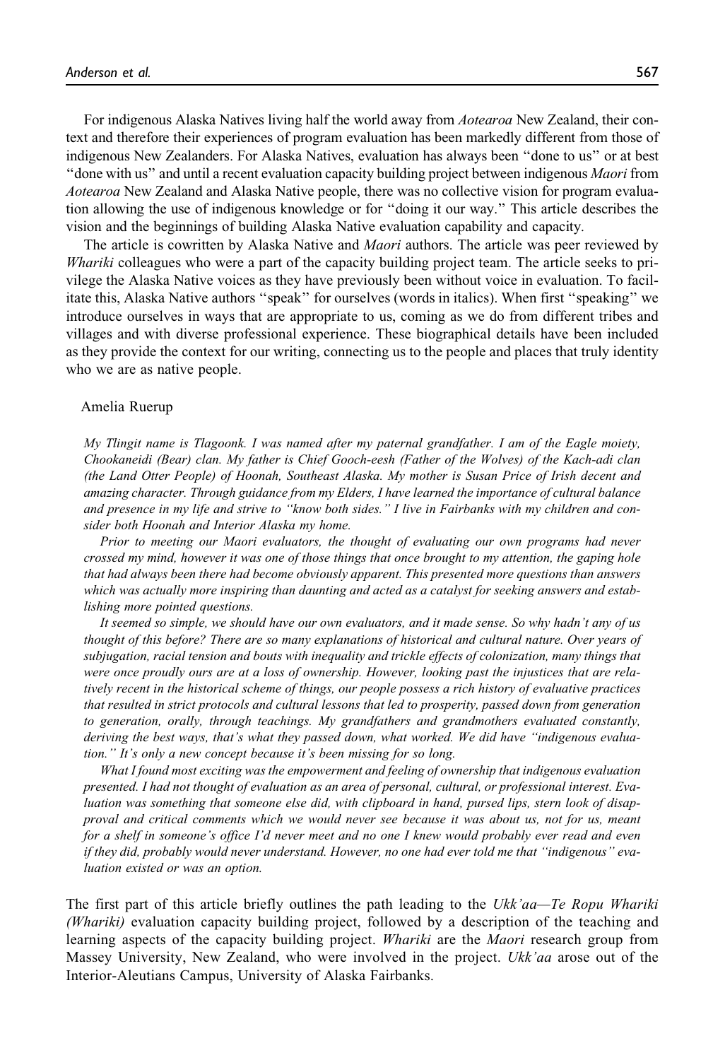For indigenous Alaska Natives living half the world away from *Aotearoa* New Zealand, their context and therefore their experiences of program evaluation has been markedly different from those of indigenous New Zealanders. For Alaska Natives, evaluation has always been "done to us" or at best "done with us" and until a recent evaluation capacity building project between indigenous *Maori* from *Aotearoa* New Zealand and Alaska Native people, there was no collective vision for program evaluation allowing the use of indigenous knowledge or for "doing it our way." This article describes the vision and the beginnings of building Alaska Native evaluation capability and capacity.

The article is cowritten by Alaska Native and *Maori* authors. The article was peer reviewed by *Whariki* colleagues who were a part of the capacity building project team. The article seeks to privilege the Alaska Native voices as they have previously been without voice in evaluation. To facilitate this, Alaska Native authors "speak" for ourselves (words in italics). When first "speaking" we introduce ourselves in ways that are appropriate to us, coming as we do from different tribes and villages and with diverse professional experience. These biographical details have been included as they provide the context for our writing, connecting us to the people and places that truly identity who we are as native people.

Amelia Ruerup

> *My Tlingit name is Tlagoonk. I was named after my paternal grandfather. I am of the Eagle moiety, Chookaneidi (Bear) clan. My father is Chief Gooch-eesh (Father of the Wolves) of the Kach-adi clan (the Land Otter People) of Hoonah, Southeast Alaska. My mother is Susan Price of Irish decent and amazing character. Through guidance from my Elders, I have learned the importance of cultural balance and presence in my life and strive to "know both sides." I live in Fairbanks with my children and consider both Hoonah and Interior Alaska my home.*
>
> *Prior to meeting our Maori evaluators, the thought of evaluating our own programs had never crossed my mind, however it was one of those things that once brought to my attention, the gaping hole that had always been there had become obviously apparent. This presented more questions than answers which was actually more inspiring than daunting and acted as a catalyst for seeking answers and establishing more pointed questions.*
>
> *It seemed so simple, we should have our own evaluators, and it made sense. So why hadn't any of us thought of this before? There are so many explanations of historical and cultural nature. Over years of subjugation, racial tension and bouts with inequality and trickle effects of colonization, many things that were once proudly ours are at a loss of ownership. However, looking past the injustices that are relatively recent in the historical scheme of things, our people possess a rich history of evaluative practices that resulted in strict protocols and cultural lessons that led to prosperity, passed down from generation to generation, orally, through teachings. My grandfathers and grandmothers evaluated constantly, deriving the best ways, that's what they passed down, what worked. We did have "indigenous evaluation." It's only a new concept because it's been missing for so long.*
>
> *What I found most exciting was the empowerment and feeling of ownership that indigenous evaluation presented. I had not thought of evaluation as an area of personal, cultural, or professional interest. Evaluation was something that someone else did, with clipboard in hand, pursed lips, stern look of disapproval and critical comments which we would never see because it was about us, not for us, meant for a shelf in someone's office I'd never meet and no one I knew would probably ever read and even if they did, probably would never understand. However, no one had ever told me that "indigenous" evaluation existed or was an option.*

The first part of this article briefly outlines the path leading to the *Ukk'aa—Te Ropu Whariki (Whariki)* evaluation capacity building project, followed by a description of the teaching and learning aspects of the capacity building project. *Whariki* are the *Maori* research group from Massey University, New Zealand, who were involved in the project. *Ukk'aa* arose out of the Interior-Aleutians Campus, University of Alaska Fairbanks.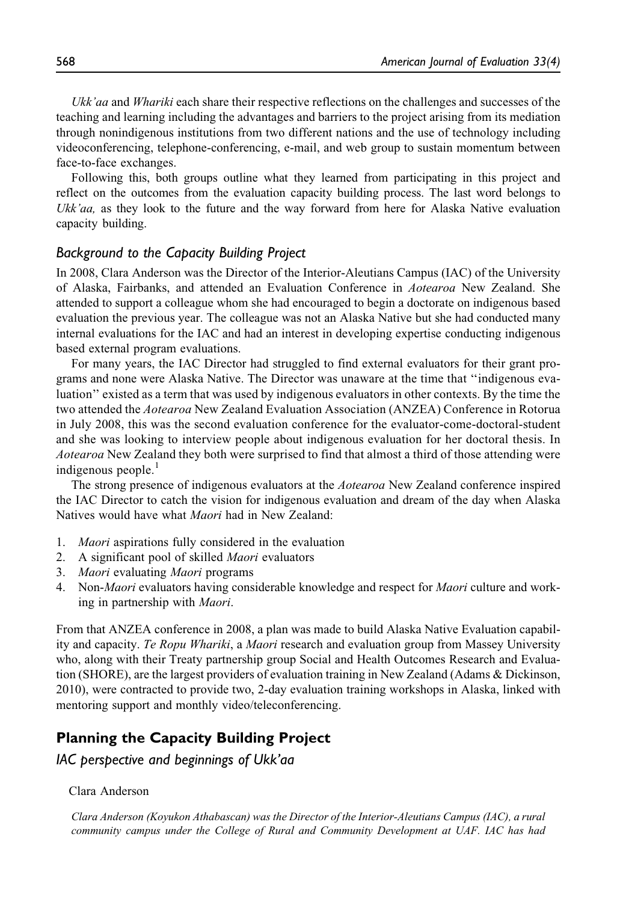*Ukk'aa* and *Whariki* each share their respective reflections on the challenges and successes of the teaching and learning including the advantages and barriers to the project arising from its mediation through nonindigenous institutions from two different nations and the use of technology including videoconferencing, telephone-conferencing, e-mail, and web group to sustain momentum between face-to-face exchanges.

Following this, both groups outline what they learned from participating in this project and reflect on the outcomes from the evaluation capacity building process. The last word belongs to *Ukk'aa,* as they look to the future and the way forward from here for Alaska Native evaluation capacity building.

### *Background to the Capacity Building Project*

In 2008, Clara Anderson was the Director of the Interior-Aleutians Campus (IAC) of the University of Alaska, Fairbanks, and attended an Evaluation Conference in *Aotearoa* New Zealand. She attended to support a colleague whom she had encouraged to begin a doctorate on indigenous based evaluation the previous year. The colleague was not an Alaska Native but she had conducted many internal evaluations for the IAC and had an interest in developing expertise conducting indigenous based external program evaluations.

For many years, the IAC Director had struggled to find external evaluators for their grant programs and none were Alaska Native. The Director was unaware at the time that ''indigenous evaluation'' existed as a term that was used by indigenous evaluators in other contexts. By the time the two attended the *Aotearoa* New Zealand Evaluation Association (ANZEA) Conference in Rotorua in July 2008, this was the second evaluation conference for the evaluator-come-doctoral-student and she was looking to interview people about indigenous evaluation for her doctoral thesis. In *Aotearoa* New Zealand they both were surprised to find that almost a third of those attending were indigenous people.[1]

The strong presence of indigenous evaluators at the *Aotearoa* New Zealand conference inspired the IAC Director to catch the vision for indigenous evaluation and dream of the day when Alaska Natives would have what *Maori* had in New Zealand:

1. *Maori* aspirations fully considered in the evaluation
2. A significant pool of skilled *Maori* evaluators
3. *Maori* evaluating *Maori* programs
4. Non-*Maori* evaluators having considerable knowledge and respect for *Maori* culture and working in partnership with *Maori*.

From that ANZEA conference in 2008, a plan was made to build Alaska Native Evaluation capability and capacity. *Te Ropu Whariki*, a *Maori* research and evaluation group from Massey University who, along with their Treaty partnership group Social and Health Outcomes Research and Evaluation (SHORE), are the largest providers of evaluation training in New Zealand (Adams & Dickinson, 2010), were contracted to provide two, 2-day evaluation training workshops in Alaska, linked with mentoring support and monthly video/teleconferencing.

## Planning the Capacity Building Project

### *IAC perspective and beginnings of Ukk'aa*

Clara Anderson

*Clara Anderson (Koyukon Athabascan) was the Director of the Interior-Aleutians Campus (IAC), a rural community campus under the College of Rural and Community Development at UAF. IAC has had*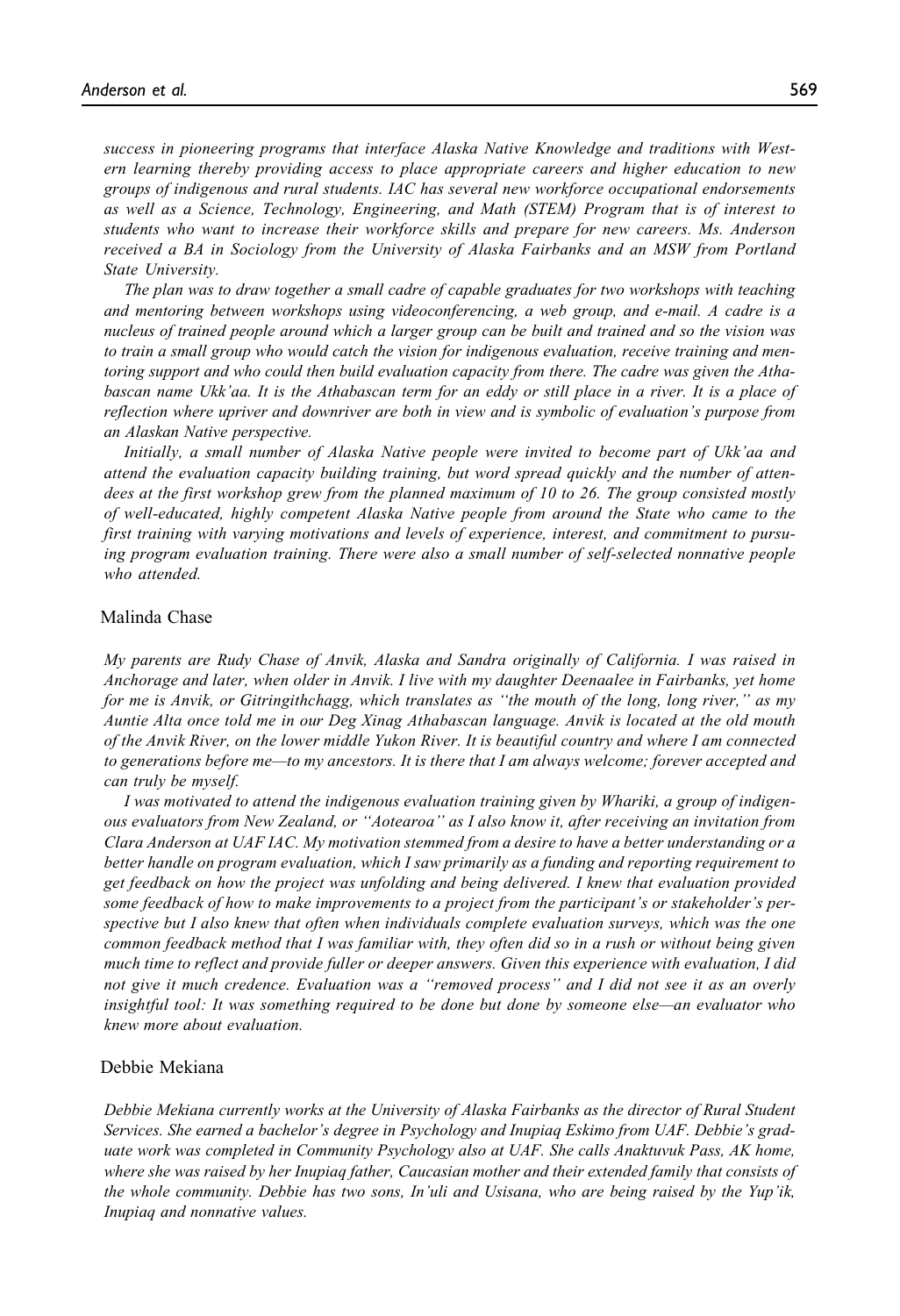*success in pioneering programs that interface Alaska Native Knowledge and traditions with Western learning thereby providing access to place appropriate careers and higher education to new groups of indigenous and rural students. IAC has several new workforce occupational endorsements as well as a Science, Technology, Engineering, and Math (STEM) Program that is of interest to students who want to increase their workforce skills and prepare for new careers. Ms. Anderson received a BA in Sociology from the University of Alaska Fairbanks and an MSW from Portland State University.*

*The plan was to draw together a small cadre of capable graduates for two workshops with teaching and mentoring between workshops using videoconferencing, a web group, and e-mail. A cadre is a nucleus of trained people around which a larger group can be built and trained and so the vision was to train a small group who would catch the vision for indigenous evaluation, receive training and mentoring support and who could then build evaluation capacity from there. The cadre was given the Athabascan name Ukk'aa. It is the Athabascan term for an eddy or still place in a river. It is a place of reflection where upriver and downriver are both in view and is symbolic of evaluation's purpose from an Alaskan Native perspective.*

*Initially, a small number of Alaska Native people were invited to become part of Ukk'aa and attend the evaluation capacity building training, but word spread quickly and the number of attendees at the first workshop grew from the planned maximum of 10 to 26. The group consisted mostly of well-educated, highly competent Alaska Native people from around the State who came to the first training with varying motivations and levels of experience, interest, and commitment to pursuing program evaluation training. There were also a small number of self-selected nonnative people who attended.*

## Malinda Chase

*My parents are Rudy Chase of Anvik, Alaska and Sandra originally of California. I was raised in Anchorage and later, when older in Anvik. I live with my daughter Deenaalee in Fairbanks, yet home for me is Anvik, or Gitringithchagg, which translates as "the mouth of the long, long river," as my Auntie Alta once told me in our Deg Xinag Athabascan language. Anvik is located at the old mouth of the Anvik River, on the lower middle Yukon River. It is beautiful country and where I am connected to generations before me—to my ancestors. It is there that I am always welcome; forever accepted and can truly be myself.*

*I was motivated to attend the indigenous evaluation training given by Whariki, a group of indigenous evaluators from New Zealand, or "Aotearoa" as I also know it, after receiving an invitation from Clara Anderson at UAF IAC. My motivation stemmed from a desire to have a better understanding or a better handle on program evaluation, which I saw primarily as a funding and reporting requirement to get feedback on how the project was unfolding and being delivered. I knew that evaluation provided some feedback of how to make improvements to a project from the participant's or stakeholder's perspective but I also knew that often when individuals complete evaluation surveys, which was the one common feedback method that I was familiar with, they often did so in a rush or without being given much time to reflect and provide fuller or deeper answers. Given this experience with evaluation, I did not give it much credence. Evaluation was a "removed process" and I did not see it as an overly insightful tool: It was something required to be done but done by someone else—an evaluator who knew more about evaluation.*

## Debbie Mekiana

*Debbie Mekiana currently works at the University of Alaska Fairbanks as the director of Rural Student Services. She earned a bachelor's degree in Psychology and Inupiaq Eskimo from UAF. Debbie's graduate work was completed in Community Psychology also at UAF. She calls Anaktuvuk Pass, AK home, where she was raised by her Inupiaq father, Caucasian mother and their extended family that consists of the whole community. Debbie has two sons, In'uli and Usisana, who are being raised by the Yup'ik, Inupiaq and nonnative values.*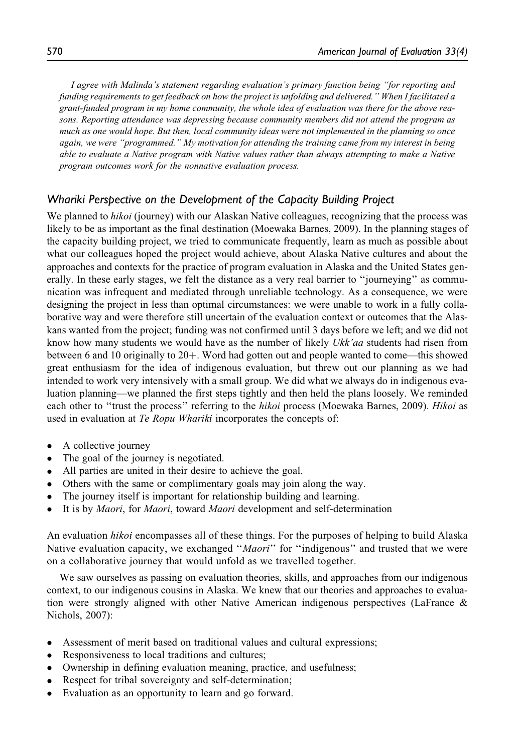*I agree with Malinda's statement regarding evaluation's primary function being "for reporting and funding requirements to get feedback on how the project is unfolding and delivered." When I facilitated a grant-funded program in my home community, the whole idea of evaluation was there for the above reasons. Reporting attendance was depressing because community members did not attend the program as much as one would hope. But then, local community ideas were not implemented in the planning so once again, we were "programmed." My motivation for attending the training came from my interest in being able to evaluate a Native program with Native values rather than always attempting to make a Native program outcomes work for the nonnative evaluation process.*

## Whariki Perspective on the Development of the Capacity Building Project

We planned to *hikoi* (journey) with our Alaskan Native colleagues, recognizing that the process was likely to be as important as the final destination (Moewaka Barnes, 2009). In the planning stages of the capacity building project, we tried to communicate frequently, learn as much as possible about what our colleagues hoped the project would achieve, about Alaska Native cultures and about the approaches and contexts for the practice of program evaluation in Alaska and the United States generally. In these early stages, we felt the distance as a very real barrier to "journeying" as communication was infrequent and mediated through unreliable technology. As a consequence, we were designing the project in less than optimal circumstances: we were unable to work in a fully collaborative way and were therefore still uncertain of the evaluation context or outcomes that the Alaskans wanted from the project; funding was not confirmed until 3 days before we left; and we did not know how many students we would have as the number of likely *Ukk'aa* students had risen from between 6 and 10 originally to 20+. Word had gotten out and people wanted to come—this showed great enthusiasm for the idea of indigenous evaluation, but threw out our planning as we had intended to work very intensively with a small group. We did what we always do in indigenous evaluation planning—we planned the first steps tightly and then held the plans loosely. We reminded each other to "trust the process" referring to the *hikoi* process (Moewaka Barnes, 2009). *Hikoi* as used in evaluation at *Te Ropu Whariki* incorporates the concepts of:

- A collective journey
- The goal of the journey is negotiated.
- All parties are united in their desire to achieve the goal.
- Others with the same or complimentary goals may join along the way.
- The journey itself is important for relationship building and learning.
- It is by *Maori*, for *Maori*, toward *Maori* development and self-determination

An evaluation *hikoi* encompasses all of these things. For the purposes of helping to build Alaska Native evaluation capacity, we exchanged "*Maori*" for "indigenous" and trusted that we were on a collaborative journey that would unfold as we travelled together.

We saw ourselves as passing on evaluation theories, skills, and approaches from our indigenous context, to our indigenous cousins in Alaska. We knew that our theories and approaches to evaluation were strongly aligned with other Native American indigenous perspectives (LaFrance & Nichols, 2007):

- Assessment of merit based on traditional values and cultural expressions;
- Responsiveness to local traditions and cultures;
- Ownership in defining evaluation meaning, practice, and usefulness;
- Respect for tribal sovereignty and self-determination;
- Evaluation as an opportunity to learn and go forward.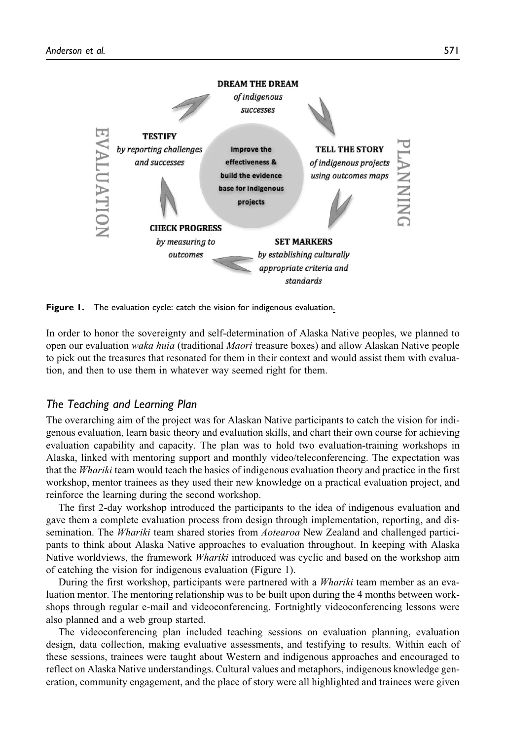**DREAM THE DREAM** *of indigenous successes*

**TELL THE STORY** *of indigenous projects using outcomes maps*

**SET MARKERS** *by establishing culturally appropriate criteria and standards*

**CHECK PROGRESS** *by measuring to outcomes*

**TESTIFY** *by reporting challenges and successes*

**Improve the effectiveness & build the evidence base for indigenous projects**

EVALUATION

PLANNING

**Figure 1.** The evaluation cycle: catch the vision for indigenous evaluation.

In order to honor the sovereignty and self-determination of Alaska Native peoples, we planned to open our evaluation *waka huia* (traditional *Maori* treasure boxes) and allow Alaskan Native people to pick out the treasures that resonated for them in their context and would assist them with evaluation, and then to use them in whatever way seemed right for them.

### The Teaching and Learning Plan

The overarching aim of the project was for Alaskan Native participants to catch the vision for indigenous evaluation, learn basic theory and evaluation skills, and chart their own course for achieving evaluation capability and capacity. The plan was to hold two evaluation-training workshops in Alaska, linked with mentoring support and monthly video/teleconferencing. The expectation was that the *Whariki* team would teach the basics of indigenous evaluation theory and practice in the first workshop, mentor trainees as they used their new knowledge on a practical evaluation project, and reinforce the learning during the second workshop.

The first 2-day workshop introduced the participants to the idea of indigenous evaluation and gave them a complete evaluation process from design through implementation, reporting, and dissemination. The *Whariki* team shared stories from *Aotearoa* New Zealand and challenged participants to think about Alaska Native approaches to evaluation throughout. In keeping with Alaska Native worldviews, the framework *Whariki* introduced was cyclic and based on the workshop aim of catching the vision for indigenous evaluation (Figure 1).

During the first workshop, participants were partnered with a *Whariki* team member as an evaluation mentor. The mentoring relationship was to be built upon during the 4 months between workshops through regular e-mail and videoconferencing. Fortnightly videoconferencing lessons were also planned and a web group started.

The videoconferencing plan included teaching sessions on evaluation planning, evaluation design, data collection, making evaluative assessments, and testifying to results. Within each of these sessions, trainees were taught about Western and indigenous approaches and encouraged to reflect on Alaska Native understandings. Cultural values and metaphors, indigenous knowledge generation, community engagement, and the place of story were all highlighted and trainees were given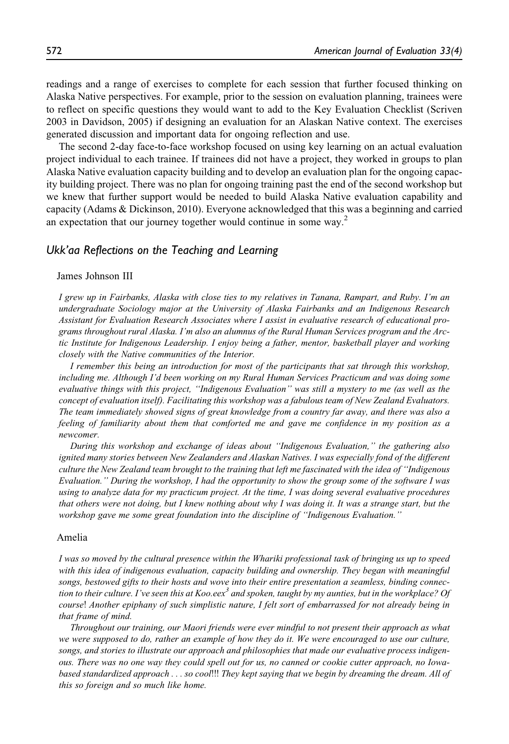readings and a range of exercises to complete for each session that further focused thinking on Alaska Native perspectives. For example, prior to the session on evaluation planning, trainees were to reflect on specific questions they would want to add to the Key Evaluation Checklist (Scriven 2003 in Davidson, 2005) if designing an evaluation for an Alaskan Native context. The exercises generated discussion and important data for ongoing reflection and use.

The second 2-day face-to-face workshop focused on using key learning on an actual evaluation project individual to each trainee. If trainees did not have a project, they worked in groups to plan Alaska Native evaluation capacity building and to develop an evaluation plan for the ongoing capacity building project. There was no plan for ongoing training past the end of the second workshop but we knew that further support would be needed to build Alaska Native evaluation capability and capacity (Adams & Dickinson, 2010). Everyone acknowledged that this was a beginning and carried an expectation that our journey together would continue in some way.[2]

## Ukk'aa Reflections on the Teaching and Learning

James Johnson III

*I grew up in Fairbanks, Alaska with close ties to my relatives in Tanana, Rampart, and Ruby. I'm an undergraduate Sociology major at the University of Alaska Fairbanks and an Indigenous Research Assistant for Evaluation Research Associates where I assist in evaluative research of educational programs throughout rural Alaska. I'm also an alumnus of the Rural Human Services program and the Arctic Institute for Indigenous Leadership. I enjoy being a father, mentor, basketball player and working closely with the Native communities of the Interior.*

*I remember this being an introduction for most of the participants that sat through this workshop, including me. Although I'd been working on my Rural Human Services Practicum and was doing some evaluative things with this project, "Indigenous Evaluation" was still a mystery to me (as well as the concept of evaluation itself). Facilitating this workshop was a fabulous team of New Zealand Evaluators. The team immediately showed signs of great knowledge from a country far away, and there was also a feeling of familiarity about them that comforted me and gave me confidence in my position as a newcomer.*

*During this workshop and exchange of ideas about "Indigenous Evaluation," the gathering also ignited many stories between New Zealanders and Alaskan Natives. I was especially fond of the different culture the New Zealand team brought to the training that left me fascinated with the idea of "Indigenous Evaluation." During the workshop, I had the opportunity to show the group some of the software I was using to analyze data for my practicum project. At the time, I was doing several evaluative procedures that others were not doing, but I knew nothing about why I was doing it. It was a strange start, but the workshop gave me some great foundation into the discipline of "Indigenous Evaluation."*

Amelia

*I was so moved by the cultural presence within the Whariki professional task of bringing us up to speed with this idea of indigenous evaluation, capacity building and ownership. They began with meaningful songs, bestowed gifts to their hosts and wove into their entire presentation a seamless, binding connection to their culture. I've seen this at Koo.eex[3] and spoken, taught by my aunties, but in the workplace? Of course! Another epiphany of such simplistic nature, I felt sort of embarrassed for not already being in that frame of mind.*

*Throughout our training, our Maori friends were ever mindful to not present their approach as what we were supposed to do, rather an example of how they do it. We were encouraged to use our culture, songs, and stories to illustrate our approach and philosophies that made our evaluative process indigenous. There was no one way they could spell out for us, no canned or cookie cutter approach, no Iowa-based standardized approach . . . so cool!!! They kept saying that we begin by dreaming the dream. All of this so foreign and so much like home.*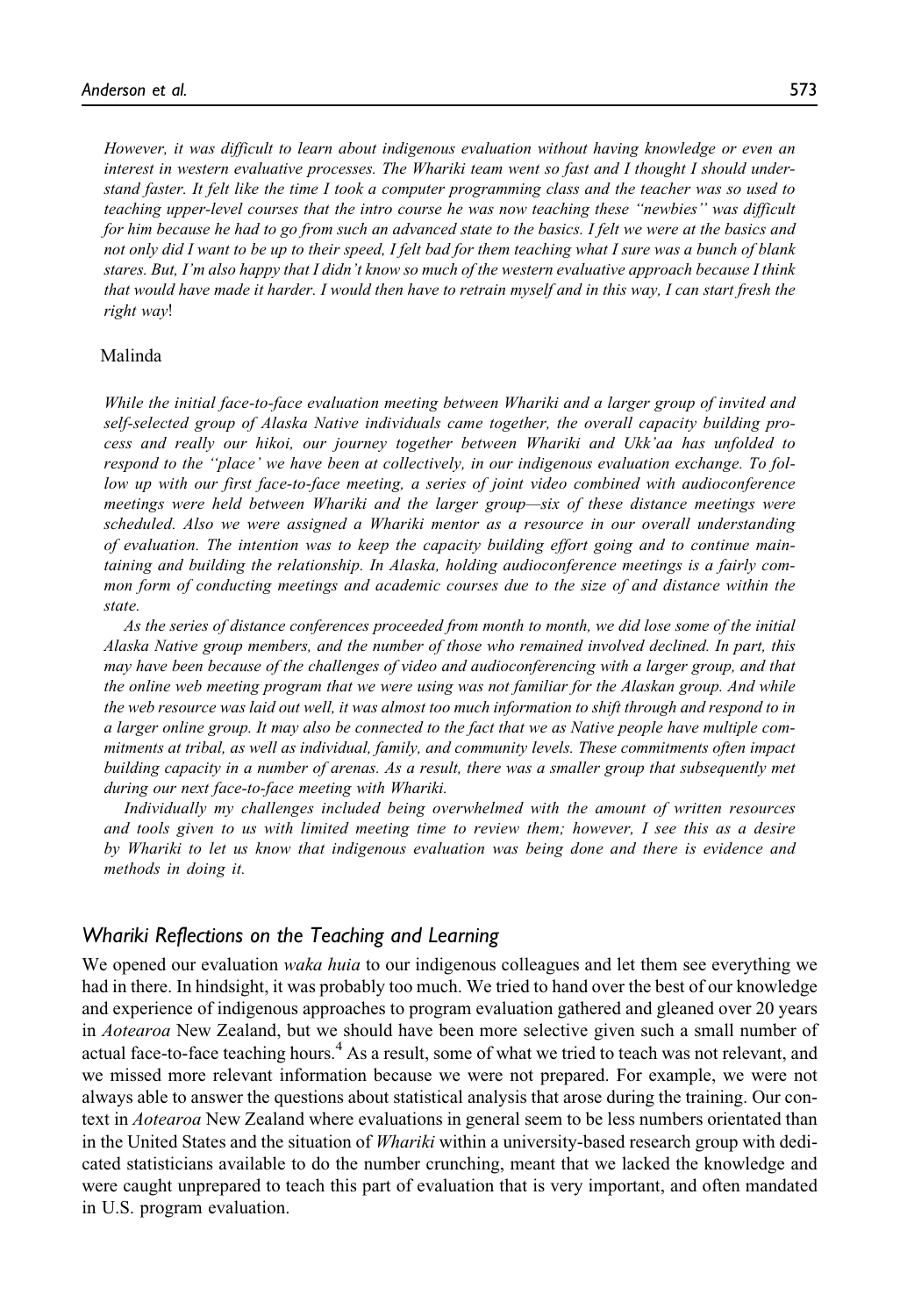*However, it was difficult to learn about indigenous evaluation without having knowledge or even an interest in western evaluative processes. The Whariki team went so fast and I thought I should understand faster. It felt like the time I took a computer programming class and the teacher was so used to teaching upper-level courses that the intro course he was now teaching these "newbies" was difficult for him because he had to go from such an advanced state to the basics. I felt we were at the basics and not only did I want to be up to their speed, I felt bad for them teaching what I sure was a bunch of blank stares. But, I'm also happy that I didn't know so much of the western evaluative approach because I think that would have made it harder. I would then have to retrain myself and in this way, I can start fresh the right way!*

Malinda

*While the initial face-to-face evaluation meeting between Whariki and a larger group of invited and self-selected group of Alaska Native individuals came together, the overall capacity building process and really our hikoi, our journey together between Whariki and Ukk'aa has unfolded to respond to the "place' we have been at collectively, in our indigenous evaluation exchange. To follow up with our first face-to-face meeting, a series of joint video combined with audioconference meetings were held between Whariki and the larger group—six of these distance meetings were scheduled. Also we were assigned a Whariki mentor as a resource in our overall understanding of evaluation. The intention was to keep the capacity building effort going and to continue maintaining and building the relationship. In Alaska, holding audioconference meetings is a fairly common form of conducting meetings and academic courses due to the size of and distance within the state.*

*As the series of distance conferences proceeded from month to month, we did lose some of the initial Alaska Native group members, and the number of those who remained involved declined. In part, this may have been because of the challenges of video and audioconferencing with a larger group, and that the online web meeting program that we were using was not familiar for the Alaskan group. And while the web resource was laid out well, it was almost too much information to shift through and respond to in a larger online group. It may also be connected to the fact that we as Native people have multiple commitments at tribal, as well as individual, family, and community levels. These commitments often impact building capacity in a number of arenas. As a result, there was a smaller group that subsequently met during our next face-to-face meeting with Whariki.*

*Individually my challenges included being overwhelmed with the amount of written resources and tools given to us with limited meeting time to review them; however, I see this as a desire by Whariki to let us know that indigenous evaluation was being done and there is evidence and methods in doing it.*

### Whariki Reflections on the Teaching and Learning

We opened our evaluation *waka huia* to our indigenous colleagues and let them see everything we had in there. In hindsight, it was probably too much. We tried to hand over the best of our knowledge and experience of indigenous approaches to program evaluation gathered and gleaned over 20 years in *Aotearoa* New Zealand, but we should have been more selective given such a small number of actual face-to-face teaching hours.[4] As a result, some of what we tried to teach was not relevant, and we missed more relevant information because we were not prepared. For example, we were not always able to answer the questions about statistical analysis that arose during the training. Our context in *Aotearoa* New Zealand where evaluations in general seem to be less numbers orientated than in the United States and the situation of *Whariki* within a university-based research group with dedicated statisticians available to do the number crunching, meant that we lacked the knowledge and were caught unprepared to teach this part of evaluation that is very important, and often mandated in U.S. program evaluation.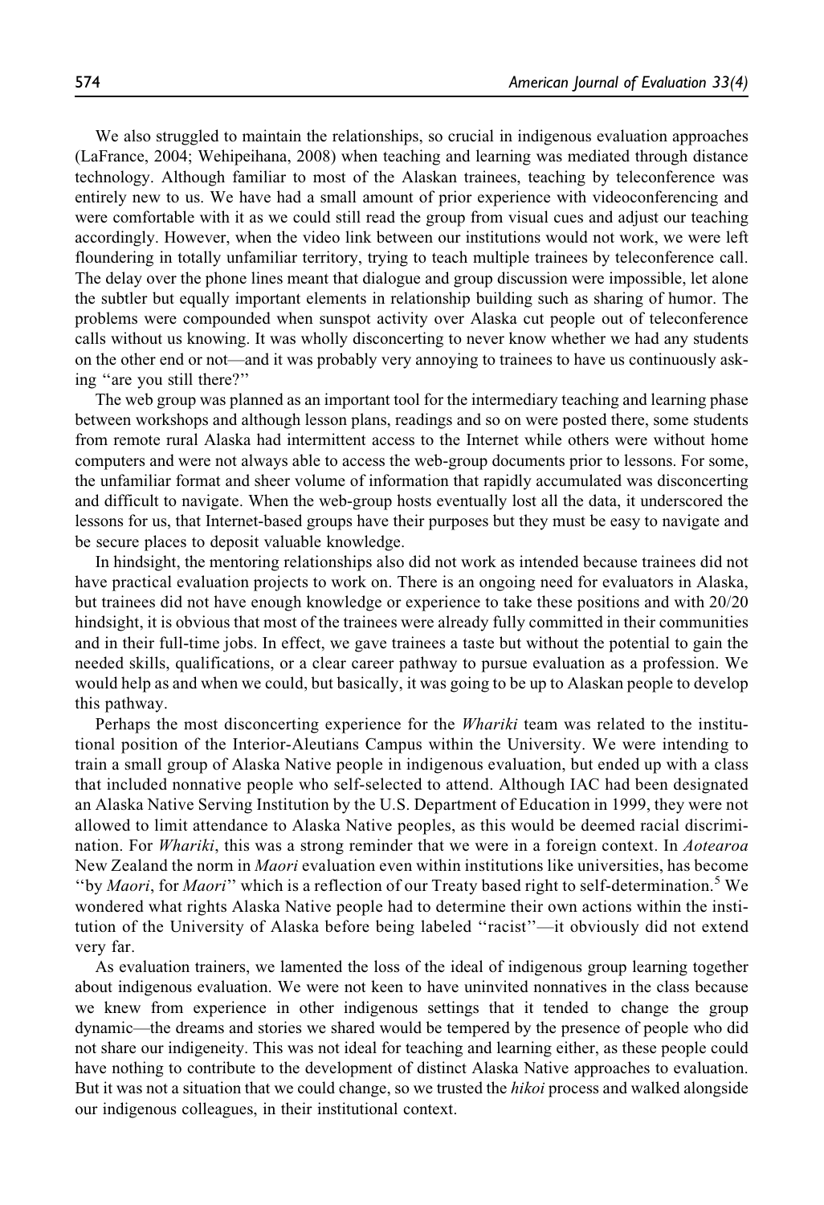We also struggled to maintain the relationships, so crucial in indigenous evaluation approaches (LaFrance, 2004; Wehipeihana, 2008) when teaching and learning was mediated through distance technology. Although familiar to most of the Alaskan trainees, teaching by teleconference was entirely new to us. We have had a small amount of prior experience with videoconferencing and were comfortable with it as we could still read the group from visual cues and adjust our teaching accordingly. However, when the video link between our institutions would not work, we were left floundering in totally unfamiliar territory, trying to teach multiple trainees by teleconference call. The delay over the phone lines meant that dialogue and group discussion were impossible, let alone the subtler but equally important elements in relationship building such as sharing of humor. The problems were compounded when sunspot activity over Alaska cut people out of teleconference calls without us knowing. It was wholly disconcerting to never know whether we had any students on the other end or not—and it was probably very annoying to trainees to have us continuously asking ''are you still there?''

The web group was planned as an important tool for the intermediary teaching and learning phase between workshops and although lesson plans, readings and so on were posted there, some students from remote rural Alaska had intermittent access to the Internet while others were without home computers and were not always able to access the web-group documents prior to lessons. For some, the unfamiliar format and sheer volume of information that rapidly accumulated was disconcerting and difficult to navigate. When the web-group hosts eventually lost all the data, it underscored the lessons for us, that Internet-based groups have their purposes but they must be easy to navigate and be secure places to deposit valuable knowledge.

In hindsight, the mentoring relationships also did not work as intended because trainees did not have practical evaluation projects to work on. There is an ongoing need for evaluators in Alaska, but trainees did not have enough knowledge or experience to take these positions and with 20/20 hindsight, it is obvious that most of the trainees were already fully committed in their communities and in their full-time jobs. In effect, we gave trainees a taste but without the potential to gain the needed skills, qualifications, or a clear career pathway to pursue evaluation as a profession. We would help as and when we could, but basically, it was going to be up to Alaskan people to develop this pathway.

Perhaps the most disconcerting experience for the *Whariki* team was related to the institutional position of the Interior-Aleutians Campus within the University. We were intending to train a small group of Alaska Native people in indigenous evaluation, but ended up with a class that included nonnative people who self-selected to attend. Although IAC had been designated an Alaska Native Serving Institution by the U.S. Department of Education in 1999, they were not allowed to limit attendance to Alaska Native peoples, as this would be deemed racial discrimination. For *Whariki*, this was a strong reminder that we were in a foreign context. In *Aotearoa* New Zealand the norm in *Maori* evaluation even within institutions like universities, has become ''by *Maori*, for *Maori*'' which is a reflection of our Treaty based right to self-determination.[5] We wondered what rights Alaska Native people had to determine their own actions within the institution of the University of Alaska before being labeled ''racist''—it obviously did not extend very far.

As evaluation trainers, we lamented the loss of the ideal of indigenous group learning together about indigenous evaluation. We were not keen to have uninvited nonnatives in the class because we knew from experience in other indigenous settings that it tended to change the group dynamic—the dreams and stories we shared would be tempered by the presence of people who did not share our indigeneity. This was not ideal for teaching and learning either, as these people could have nothing to contribute to the development of distinct Alaska Native approaches to evaluation. But it was not a situation that we could change, so we trusted the *hikoi* process and walked alongside our indigenous colleagues, in their institutional context.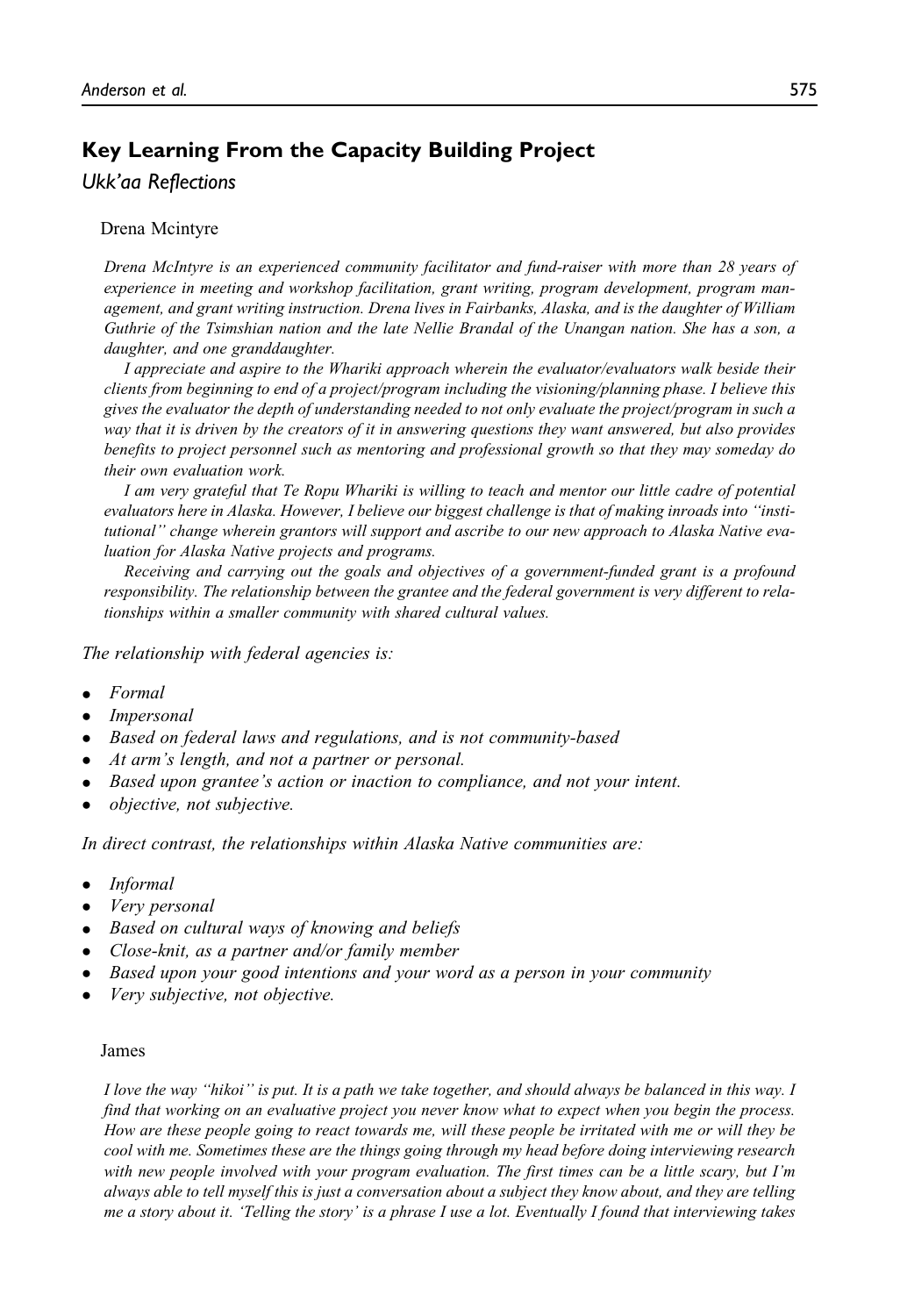## Key Learning From the Capacity Building Project

### *Ukk'aa Reflections*

Drena Mcintyre

*Drena McIntyre is an experienced community facilitator and fund-raiser with more than 28 years of experience in meeting and workshop facilitation, grant writing, program development, program management, and grant writing instruction. Drena lives in Fairbanks, Alaska, and is the daughter of William Guthrie of the Tsimshian nation and the late Nellie Brandal of the Unangan nation. She has a son, a daughter, and one granddaughter.*

*I appreciate and aspire to the Whariki approach wherein the evaluator/evaluators walk beside their clients from beginning to end of a project/program including the visioning/planning phase. I believe this gives the evaluator the depth of understanding needed to not only evaluate the project/program in such a way that it is driven by the creators of it in answering questions they want answered, but also provides benefits to project personnel such as mentoring and professional growth so that they may someday do their own evaluation work.*

*I am very grateful that Te Ropu Whariki is willing to teach and mentor our little cadre of potential evaluators here in Alaska. However, I believe our biggest challenge is that of making inroads into "institutional" change wherein grantors will support and ascribe to our new approach to Alaska Native evaluation for Alaska Native projects and programs.*

*Receiving and carrying out the goals and objectives of a government-funded grant is a profound responsibility. The relationship between the grantee and the federal government is very different to relationships within a smaller community with shared cultural values.*

*The relationship with federal agencies is:*

- *Formal*
- *Impersonal*
- *Based on federal laws and regulations, and is not community-based*
- *At arm's length, and not a partner or personal.*
- *Based upon grantee's action or inaction to compliance, and not your intent.*
- *objective, not subjective.*

*In direct contrast, the relationships within Alaska Native communities are:*

- *Informal*
- *Very personal*
- *Based on cultural ways of knowing and beliefs*
- *Close-knit, as a partner and/or family member*
- *Based upon your good intentions and your word as a person in your community*
- *Very subjective, not objective.*

James

*I love the way "hikoi" is put. It is a path we take together, and should always be balanced in this way. I find that working on an evaluative project you never know what to expect when you begin the process. How are these people going to react towards me, will these people be irritated with me or will they be cool with me. Sometimes these are the things going through my head before doing interviewing research with new people involved with your program evaluation. The first times can be a little scary, but I'm always able to tell myself this is just a conversation about a subject they know about, and they are telling me a story about it. 'Telling the story' is a phrase I use a lot. Eventually I found that interviewing takes*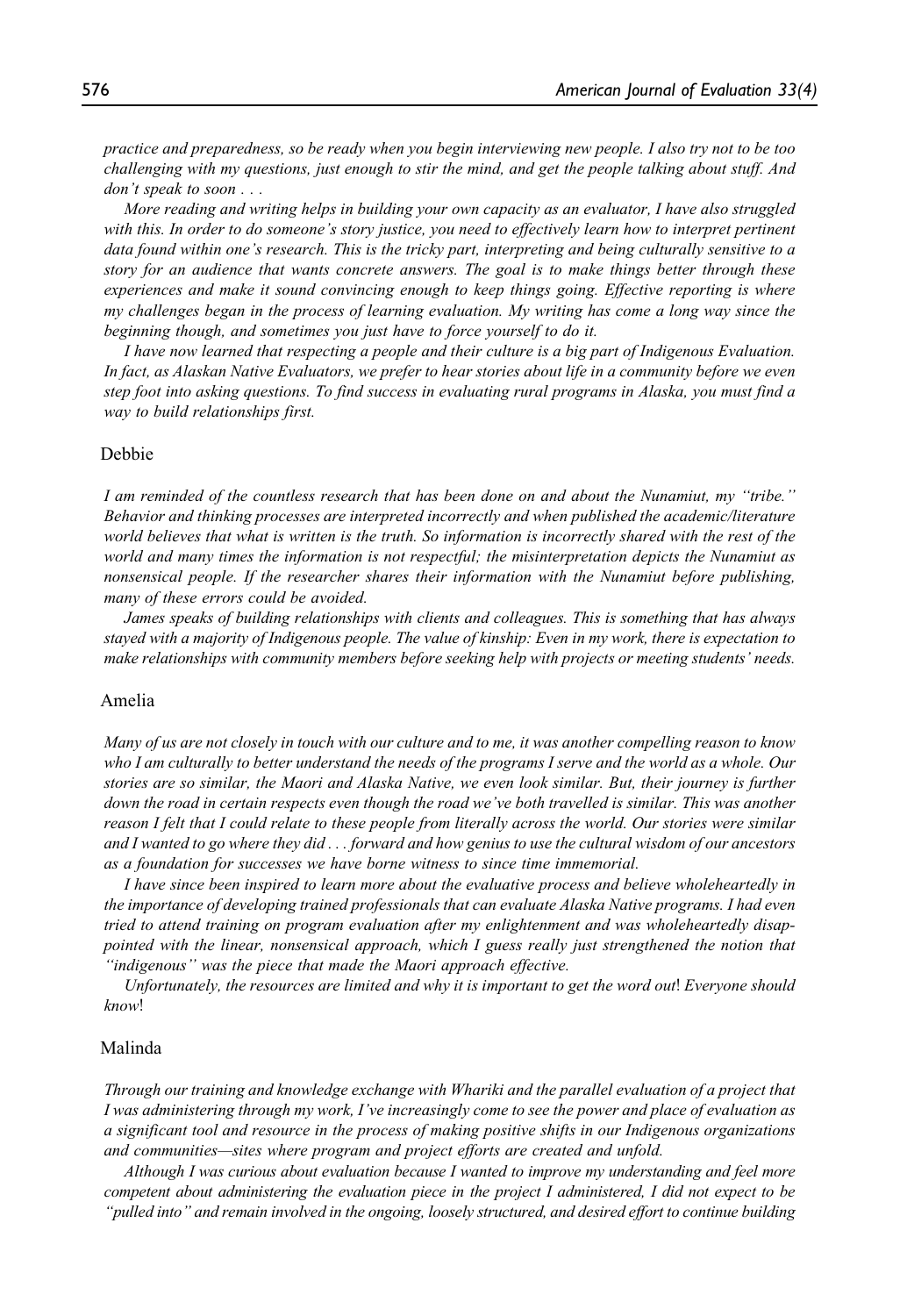*practice and preparedness, so be ready when you begin interviewing new people. I also try not to be too challenging with my questions, just enough to stir the mind, and get the people talking about stuff. And don't speak to soon . . .*

*More reading and writing helps in building your own capacity as an evaluator, I have also struggled with this. In order to do someone's story justice, you need to effectively learn how to interpret pertinent data found within one's research. This is the tricky part, interpreting and being culturally sensitive to a story for an audience that wants concrete answers. The goal is to make things better through these experiences and make it sound convincing enough to keep things going. Effective reporting is where my challenges began in the process of learning evaluation. My writing has come a long way since the beginning though, and sometimes you just have to force yourself to do it.*

*I have now learned that respecting a people and their culture is a big part of Indigenous Evaluation. In fact, as Alaskan Native Evaluators, we prefer to hear stories about life in a community before we even step foot into asking questions. To find success in evaluating rural programs in Alaska, you must find a way to build relationships first.*

### Debbie

*I am reminded of the countless research that has been done on and about the Nunamiut, my "tribe." Behavior and thinking processes are interpreted incorrectly and when published the academic/literature world believes that what is written is the truth. So information is incorrectly shared with the rest of the world and many times the information is not respectful; the misinterpretation depicts the Nunamiut as nonsensical people. If the researcher shares their information with the Nunamiut before publishing, many of these errors could be avoided.*

*James speaks of building relationships with clients and colleagues. This is something that has always stayed with a majority of Indigenous people. The value of kinship: Even in my work, there is expectation to make relationships with community members before seeking help with projects or meeting students' needs.*

### Amelia

*Many of us are not closely in touch with our culture and to me, it was another compelling reason to know who I am culturally to better understand the needs of the programs I serve and the world as a whole. Our stories are so similar, the Maori and Alaska Native, we even look similar. But, their journey is further down the road in certain respects even though the road we've both travelled is similar. This was another reason I felt that I could relate to these people from literally across the world. Our stories were similar and I wanted to go where they did . . . forward and how genius to use the cultural wisdom of our ancestors as a foundation for successes we have borne witness to since time immemorial.*

*I have since been inspired to learn more about the evaluative process and believe wholeheartedly in the importance of developing trained professionals that can evaluate Alaska Native programs. I had even tried to attend training on program evaluation after my enlightenment and was wholeheartedly disappointed with the linear, nonsensical approach, which I guess really just strengthened the notion that "indigenous" was the piece that made the Maori approach effective.*

*Unfortunately, the resources are limited and why it is important to get the word out! Everyone should know!*

### Malinda

*Through our training and knowledge exchange with Whariki and the parallel evaluation of a project that I was administering through my work, I've increasingly come to see the power and place of evaluation as a significant tool and resource in the process of making positive shifts in our Indigenous organizations and communities—sites where program and project efforts are created and unfold.*

*Although I was curious about evaluation because I wanted to improve my understanding and feel more competent about administering the evaluation piece in the project I administered, I did not expect to be "pulled into" and remain involved in the ongoing, loosely structured, and desired effort to continue building*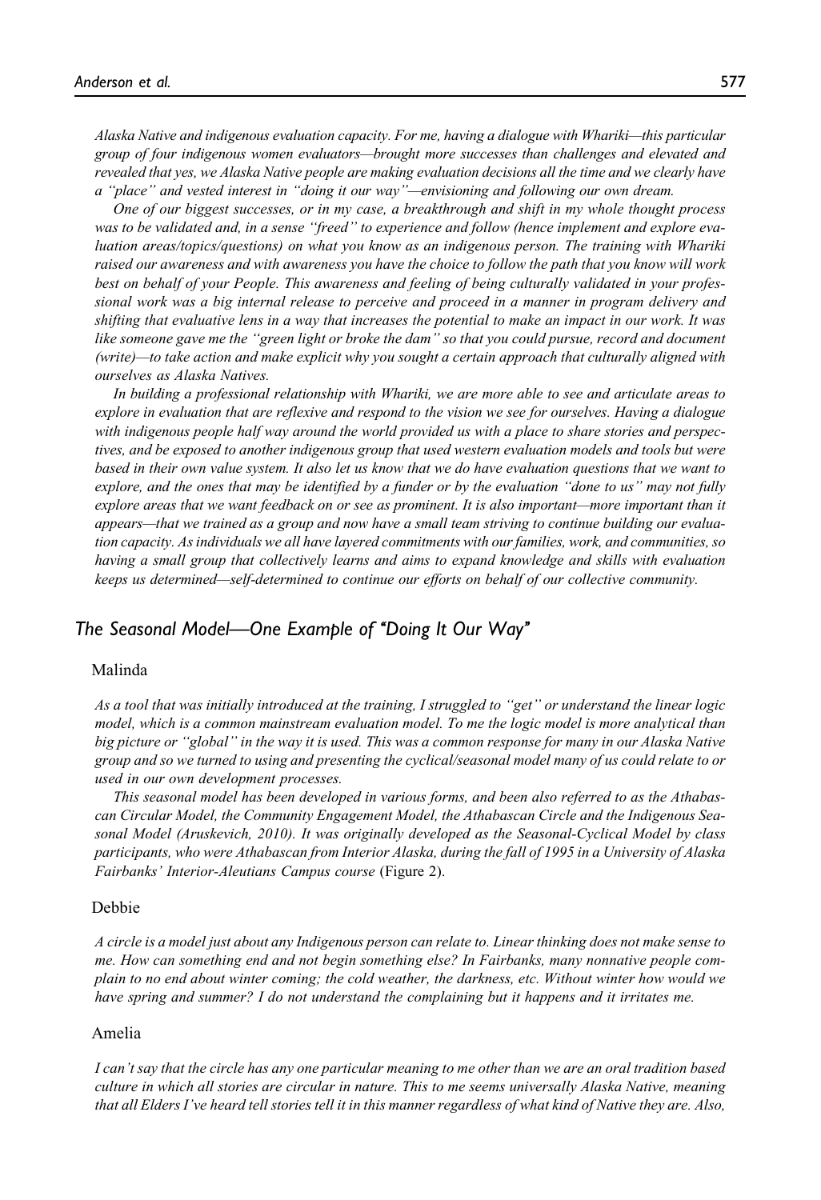*Alaska Native and indigenous evaluation capacity. For me, having a dialogue with Whariki—this particular group of four indigenous women evaluators—brought more successes than challenges and elevated and revealed that yes, we Alaska Native people are making evaluation decisions all the time and we clearly have a "place" and vested interest in "doing it our way"—envisioning and following our own dream.*

*One of our biggest successes, or in my case, a breakthrough and shift in my whole thought process was to be validated and, in a sense "freed" to experience and follow (hence implement and explore evaluation areas/topics/questions) on what you know as an indigenous person. The training with Whariki raised our awareness and with awareness you have the choice to follow the path that you know will work best on behalf of your People. This awareness and feeling of being culturally validated in your professional work was a big internal release to perceive and proceed in a manner in program delivery and shifting that evaluative lens in a way that increases the potential to make an impact in our work. It was like someone gave me the "green light or broke the dam" so that you could pursue, record and document (write)—to take action and make explicit why you sought a certain approach that culturally aligned with ourselves as Alaska Natives.*

*In building a professional relationship with Whariki, we are more able to see and articulate areas to explore in evaluation that are reflexive and respond to the vision we see for ourselves. Having a dialogue with indigenous people half way around the world provided us with a place to share stories and perspectives, and be exposed to another indigenous group that used western evaluation models and tools but were based in their own value system. It also let us know that we do have evaluation questions that we want to explore, and the ones that may be identified by a funder or by the evaluation "done to us" may not fully explore areas that we want feedback on or see as prominent. It is also important—more important than it appears—that we trained as a group and now have a small team striving to continue building our evaluation capacity. As individuals we all have layered commitments with our families, work, and communities, so having a small group that collectively learns and aims to expand knowledge and skills with evaluation keeps us determined—self-determined to continue our efforts on behalf of our collective community.*

## The Seasonal Model—One Example of "Doing It Our Way"

Malinda

*As a tool that was initially introduced at the training, I struggled to "get" or understand the linear logic model, which is a common mainstream evaluation model. To me the logic model is more analytical than big picture or "global" in the way it is used. This was a common response for many in our Alaska Native group and so we turned to using and presenting the cyclical/seasonal model many of us could relate to or used in our own development processes.*

*This seasonal model has been developed in various forms, and been also referred to as the Athabascan Circular Model, the Community Engagement Model, the Athabascan Circle and the Indigenous Seasonal Model (Aruskevich, 2010). It was originally developed as the Seasonal-Cyclical Model by class participants, who were Athabascan from Interior Alaska, during the fall of 1995 in a University of Alaska Fairbanks' Interior-Aleutians Campus course* (Figure 2).

Debbie

*A circle is a model just about any Indigenous person can relate to. Linear thinking does not make sense to me. How can something end and not begin something else? In Fairbanks, many nonnative people complain to no end about winter coming; the cold weather, the darkness, etc. Without winter how would we have spring and summer? I do not understand the complaining but it happens and it irritates me.*

Amelia

*I can't say that the circle has any one particular meaning to me other than we are an oral tradition based culture in which all stories are circular in nature. This to me seems universally Alaska Native, meaning that all Elders I've heard tell stories tell it in this manner regardless of what kind of Native they are. Also,*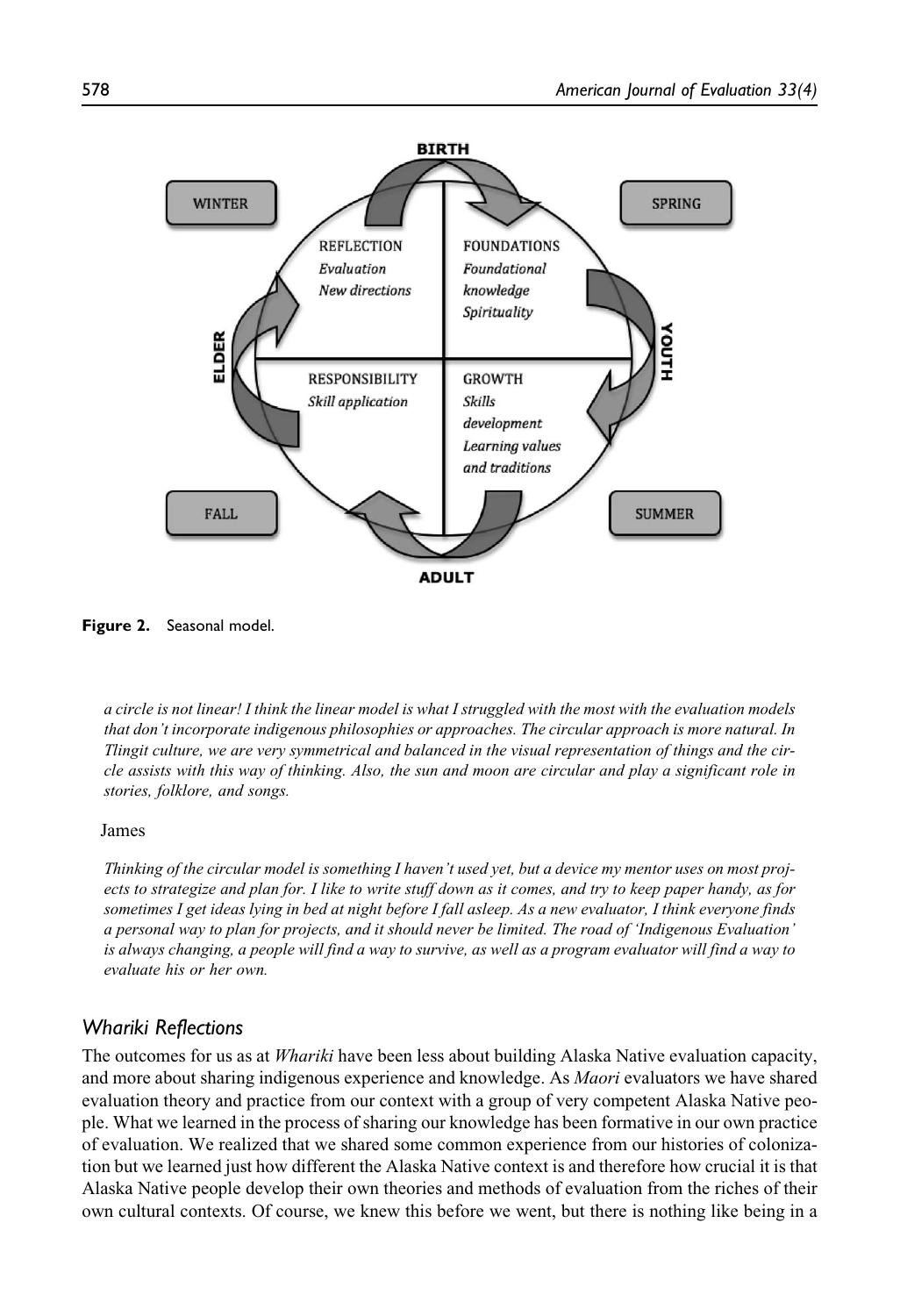BIRTH

WINTER

SPRING

REFLECTION
Evaluation
New directions

FOUNDATIONS
Foundational knowledge
Spirituality

ELDER

YOUTH

RESPONSIBILITY
Skill application

GROWTH
Skills development
Learning values and traditions

FALL

SUMMER

ADULT

**Figure 2.** Seasonal model.

> *a circle is not linear! I think the linear model is what I struggled with the most with the evaluation models that don't incorporate indigenous philosophies or approaches. The circular approach is more natural. In Tlingit culture, we are very symmetrical and balanced in the visual representation of things and the circle assists with this way of thinking. Also, the sun and moon are circular and play a significant role in stories, folklore, and songs.*

James

> *Thinking of the circular model is something I haven't used yet, but a device my mentor uses on most projects to strategize and plan for. I like to write stuff down as it comes, and try to keep paper handy, as for sometimes I get ideas lying in bed at night before I fall asleep. As a new evaluator, I think everyone finds a personal way to plan for projects, and it should never be limited. The road of 'Indigenous Evaluation' is always changing, a people will find a way to survive, as well as a program evaluator will find a way to evaluate his or her own.*

### *Whariki Reflections*

The outcomes for us as at *Whariki* have been less about building Alaska Native evaluation capacity, and more about sharing indigenous experience and knowledge. As *Maori* evaluators we have shared evaluation theory and practice from our context with a group of very competent Alaska Native people. What we learned in the process of sharing our knowledge has been formative in our own practice of evaluation. We realized that we shared some common experience from our histories of colonization but we learned just how different the Alaska Native context is and therefore how crucial it is that Alaska Native people develop their own theories and methods of evaluation from the riches of their own cultural contexts. Of course, we knew this before we went, but there is nothing like being in a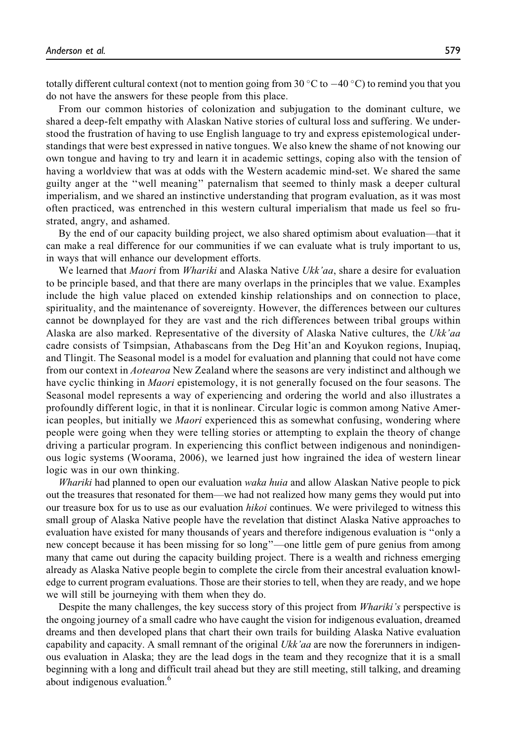totally different cultural context (not to mention going from 30 °C to −40 °C) to remind you that you do not have the answers for these people from this place.

From our common histories of colonization and subjugation to the dominant culture, we shared a deep-felt empathy with Alaskan Native stories of cultural loss and suffering. We understood the frustration of having to use English language to try and express epistemological understandings that were best expressed in native tongues. We also knew the shame of not knowing our own tongue and having to try and learn it in academic settings, coping also with the tension of having a worldview that was at odds with the Western academic mind-set. We shared the same guilty anger at the ''well meaning'' paternalism that seemed to thinly mask a deeper cultural imperialism, and we shared an instinctive understanding that program evaluation, as it was most often practiced, was entrenched in this western cultural imperialism that made us feel so frustrated, angry, and ashamed.

By the end of our capacity building project, we also shared optimism about evaluation—that it can make a real difference for our communities if we can evaluate what is truly important to us, in ways that will enhance our development efforts.

We learned that *Maori* from *Whariki* and Alaska Native *Ukk'aa*, share a desire for evaluation to be principle based, and that there are many overlaps in the principles that we value. Examples include the high value placed on extended kinship relationships and on connection to place, spirituality, and the maintenance of sovereignty. However, the differences between our cultures cannot be downplayed for they are vast and the rich differences between tribal groups within Alaska are also marked. Representative of the diversity of Alaska Native cultures, the *Ukk'aa* cadre consists of Tsimpsian, Athabascans from the Deg Hit'an and Koyukon regions, Inupiaq, and Tlingit. The Seasonal model is a model for evaluation and planning that could not have come from our context in *Aotearoa* New Zealand where the seasons are very indistinct and although we have cyclic thinking in *Maori* epistemology, it is not generally focused on the four seasons. The Seasonal model represents a way of experiencing and ordering the world and also illustrates a profoundly different logic, in that it is nonlinear. Circular logic is common among Native American peoples, but initially we *Maori* experienced this as somewhat confusing, wondering where people were going when they were telling stories or attempting to explain the theory of change driving a particular program. In experiencing this conflict between indigenous and nonindigenous logic systems (Woorama, 2006), we learned just how ingrained the idea of western linear logic was in our own thinking.

*Whariki* had planned to open our evaluation *waka huia* and allow Alaskan Native people to pick out the treasures that resonated for them—we had not realized how many gems they would put into our treasure box for us to use as our evaluation *hikoi* continues. We were privileged to witness this small group of Alaska Native people have the revelation that distinct Alaska Native approaches to evaluation have existed for many thousands of years and therefore indigenous evaluation is ''only a new concept because it has been missing for so long''—one little gem of pure genius from among many that came out during the capacity building project. There is a wealth and richness emerging already as Alaska Native people begin to complete the circle from their ancestral evaluation knowledge to current program evaluations. Those are their stories to tell, when they are ready, and we hope we will still be journeying with them when they do.

Despite the many challenges, the key success story of this project from *Whariki's* perspective is the ongoing journey of a small cadre who have caught the vision for indigenous evaluation, dreamed dreams and then developed plans that chart their own trails for building Alaska Native evaluation capability and capacity. A small remnant of the original *Ukk'aa* are now the forerunners in indigenous evaluation in Alaska; they are the lead dogs in the team and they recognize that it is a small beginning with a long and difficult trail ahead but they are still meeting, still talking, and dreaming about indigenous evaluation.[6]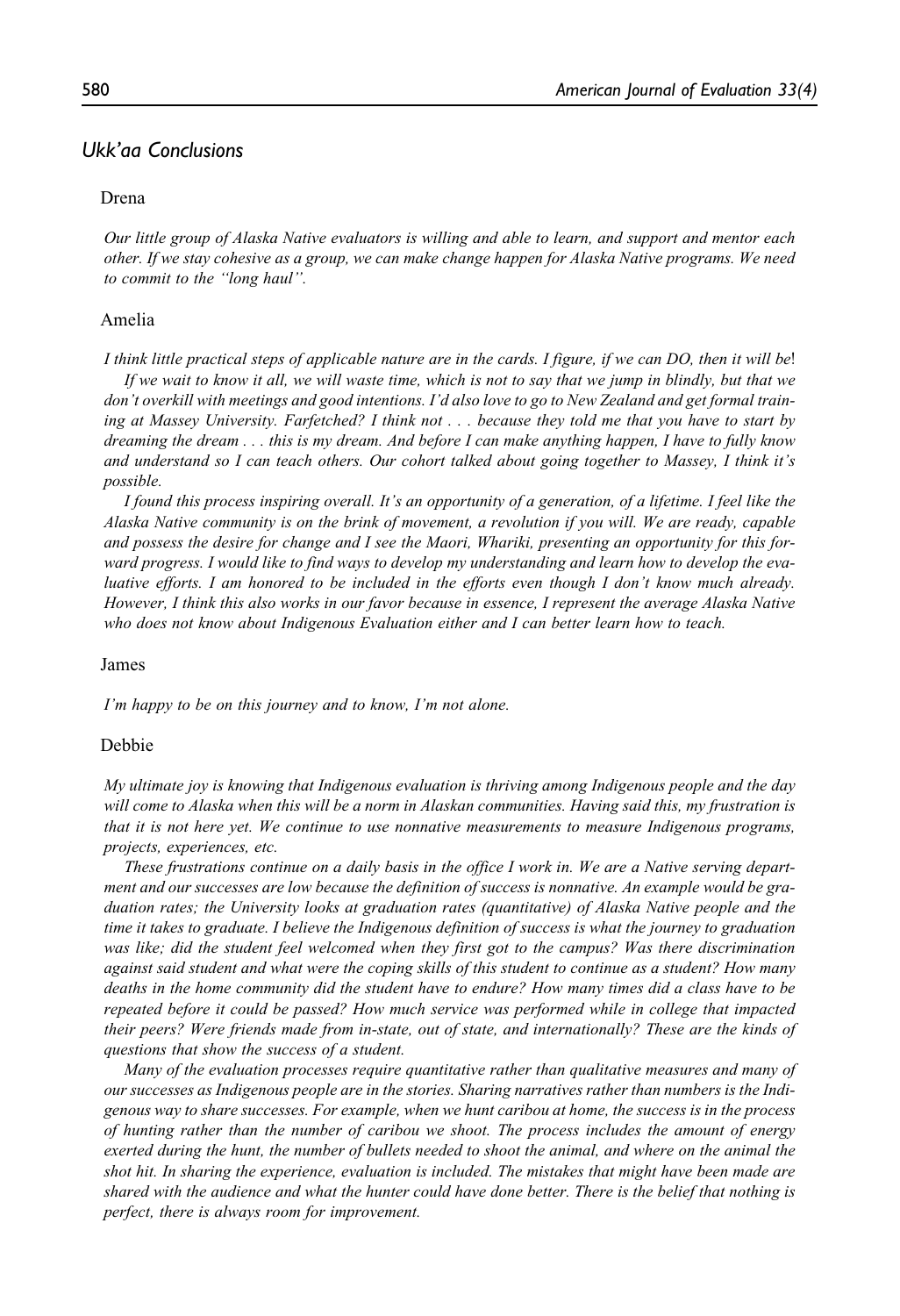## *Ukk'aa Conclusions*

Drena

*Our little group of Alaska Native evaluators is willing and able to learn, and support and mentor each other. If we stay cohesive as a group, we can make change happen for Alaska Native programs. We need to commit to the "long haul".*

Amelia

*I think little practical steps of applicable nature are in the cards. I figure, if we can DO, then it will be*!

*If we wait to know it all, we will waste time, which is not to say that we jump in blindly, but that we don't overkill with meetings and good intentions. I'd also love to go to New Zealand and get formal training at Massey University. Farfetched? I think not . . . because they told me that you have to start by dreaming the dream . . . this is my dream. And before I can make anything happen, I have to fully know and understand so I can teach others. Our cohort talked about going together to Massey, I think it's possible.*

*I found this process inspiring overall. It's an opportunity of a generation, of a lifetime. I feel like the Alaska Native community is on the brink of movement, a revolution if you will. We are ready, capable and possess the desire for change and I see the Maori, Whariki, presenting an opportunity for this forward progress. I would like to find ways to develop my understanding and learn how to develop the evaluative efforts. I am honored to be included in the efforts even though I don't know much already. However, I think this also works in our favor because in essence, I represent the average Alaska Native who does not know about Indigenous Evaluation either and I can better learn how to teach.*

James

*I'm happy to be on this journey and to know, I'm not alone.*

Debbie

*My ultimate joy is knowing that Indigenous evaluation is thriving among Indigenous people and the day will come to Alaska when this will be a norm in Alaskan communities. Having said this, my frustration is that it is not here yet. We continue to use nonnative measurements to measure Indigenous programs, projects, experiences, etc.*

*These frustrations continue on a daily basis in the office I work in. We are a Native serving department and our successes are low because the definition of success is nonnative. An example would be graduation rates; the University looks at graduation rates (quantitative) of Alaska Native people and the time it takes to graduate. I believe the Indigenous definition of success is what the journey to graduation was like; did the student feel welcomed when they first got to the campus? Was there discrimination against said student and what were the coping skills of this student to continue as a student? How many deaths in the home community did the student have to endure? How many times did a class have to be repeated before it could be passed? How much service was performed while in college that impacted their peers? Were friends made from in-state, out of state, and internationally? These are the kinds of questions that show the success of a student.*

*Many of the evaluation processes require quantitative rather than qualitative measures and many of our successes as Indigenous people are in the stories. Sharing narratives rather than numbers is the Indigenous way to share successes. For example, when we hunt caribou at home, the success is in the process of hunting rather than the number of caribou we shoot. The process includes the amount of energy exerted during the hunt, the number of bullets needed to shoot the animal, and where on the animal the shot hit. In sharing the experience, evaluation is included. The mistakes that might have been made are shared with the audience and what the hunter could have done better. There is the belief that nothing is perfect, there is always room for improvement.*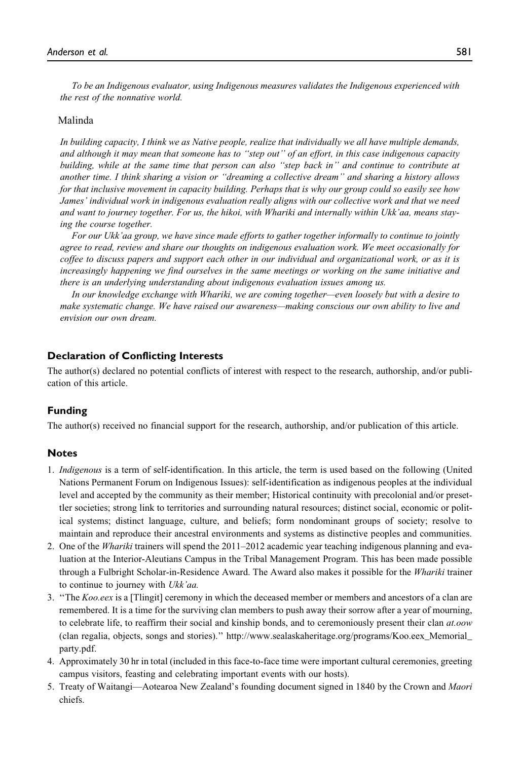*To be an Indigenous evaluator, using Indigenous measures validates the Indigenous experienced with the rest of the nonnative world.*

Malinda

*In building capacity, I think we as Native people, realize that individually we all have multiple demands, and although it may mean that someone has to "step out" of an effort, in this case indigenous capacity building, while at the same time that person can also "step back in" and continue to contribute at another time. I think sharing a vision or "dreaming a collective dream" and sharing a history allows for that inclusive movement in capacity building. Perhaps that is why our group could so easily see how James' individual work in indigenous evaluation really aligns with our collective work and that we need and want to journey together. For us, the hikoi, with Whariki and internally within Ukk'aa, means staying the course together.*

*For our Ukk'aa group, we have since made efforts to gather together informally to continue to jointly agree to read, review and share our thoughts on indigenous evaluation work. We meet occasionally for coffee to discuss papers and support each other in our individual and organizational work, or as it is increasingly happening we find ourselves in the same meetings or working on the same initiative and there is an underlying understanding about indigenous evaluation issues among us.*

*In our knowledge exchange with Whariki, we are coming together—even loosely but with a desire to make systematic change. We have raised our awareness—making conscious our own ability to live and envision our own dream.*

### Declaration of Conflicting Interests

The author(s) declared no potential conflicts of interest with respect to the research, authorship, and/or publication of this article.

### Funding

The author(s) received no financial support for the research, authorship, and/or publication of this article.

### Notes

1. *Indigenous* is a term of self-identification. In this article, the term is used based on the following (United Nations Permanent Forum on Indigenous Issues): self-identification as indigenous peoples at the individual level and accepted by the community as their member; Historical continuity with precolonial and/or presettler societies; strong link to territories and surrounding natural resources; distinct social, economic or political systems; distinct language, culture, and beliefs; form nondominant groups of society; resolve to maintain and reproduce their ancestral environments and systems as distinctive peoples and communities.
2. One of the *Whariki* trainers will spend the 2011–2012 academic year teaching indigenous planning and evaluation at the Interior-Aleutians Campus in the Tribal Management Program. This has been made possible through a Fulbright Scholar-in-Residence Award. The Award also makes it possible for the *Whariki* trainer to continue to journey with *Ukk'aa.*
3. "The *Koo.eex* is a [Tlingit] ceremony in which the deceased member or members and ancestors of a clan are remembered. It is a time for the surviving clan members to push away their sorrow after a year of mourning, to celebrate life, to reaffirm their social and kinship bonds, and to ceremoniously present their clan *at.oow* (clan regalia, objects, songs and stories)." http://www.sealaskaheritage.org/programs/Koo.eex_Memorial_party.pdf.
4. Approximately 30 hr in total (included in this face-to-face time were important cultural ceremonies, greeting campus visitors, feasting and celebrating important events with our hosts).
5. Treaty of Waitangi—Aotearoa New Zealand's founding document signed in 1840 by the Crown and *Maori* chiefs.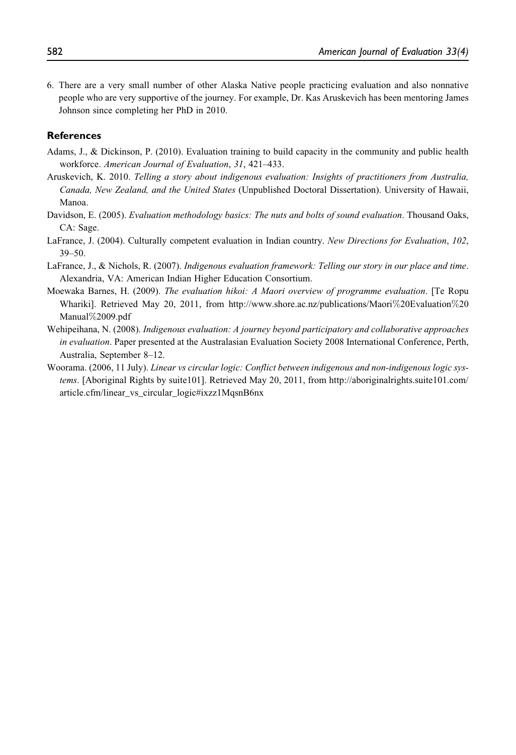6. There are a very small number of other Alaska Native people practicing evaluation and also nonnative people who are very supportive of the journey. For example, Dr. Kas Aruskevich has been mentoring James Johnson since completing her PhD in 2010.

## References

Adams, J., & Dickinson, P. (2010). Evaluation training to build capacity in the community and public health workforce. *American Journal of Evaluation*, *31*, 421–433.

Aruskevich, K. 2010. *Telling a story about indigenous evaluation: Insights of practitioners from Australia, Canada, New Zealand, and the United States* (Unpublished Doctoral Dissertation). University of Hawaii, Manoa.

Davidson, E. (2005). *Evaluation methodology basics: The nuts and bolts of sound evaluation*. Thousand Oaks, CA: Sage.

LaFrance, J. (2004). Culturally competent evaluation in Indian country. *New Directions for Evaluation*, *102*, 39–50.

LaFrance, J., & Nichols, R. (2007). *Indigenous evaluation framework: Telling our story in our place and time*. Alexandria, VA: American Indian Higher Education Consortium.

Moewaka Barnes, H. (2009). *The evaluation hikoi: A Maori overview of programme evaluation*. [Te Ropu Whariki]. Retrieved May 20, 2011, from http://www.shore.ac.nz/publications/Maori%20Evaluation%20 Manual%2009.pdf

Wehipeihana, N. (2008). *Indigenous evaluation: A journey beyond participatory and collaborative approaches in evaluation*. Paper presented at the Australasian Evaluation Society 2008 International Conference, Perth, Australia, September 8–12.

Woorama. (2006, 11 July). *Linear vs circular logic: Conflict between indigenous and non-indigenous logic systems*. [Aboriginal Rights by suite101]. Retrieved May 20, 2011, from http://aboriginalrights.suite101.com/ article.cfm/linear_vs_circular_logic#ixzz1MqsnB6nx